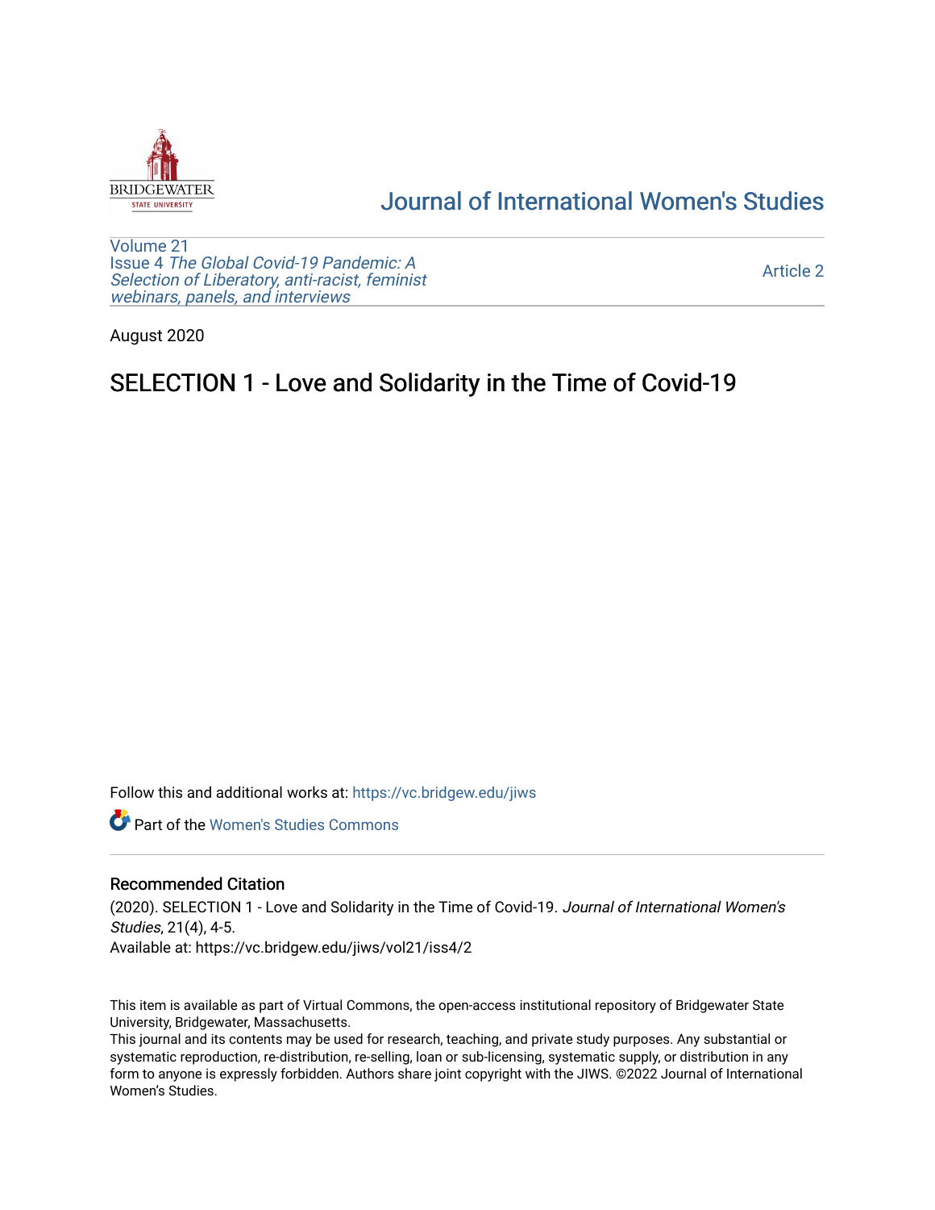# Journal of International Women's Studies

Volume 21
Issue 4 *The Global Covid-19 Pandemic: A Selection of Liberatory, anti-racist, feminist webinars, panels, and interviews*

Article 2

August 2020

## SELECTION 1 - Love and Solidarity in the Time of Covid-19

Follow this and additional works at: https://vc.bridgew.edu/jiws

Part of the Women's Studies Commons

### Recommended Citation

(2020). SELECTION 1 - Love and Solidarity in the Time of Covid-19. *Journal of International Women's Studies*, 21(4), 4-5.
Available at: https://vc.bridgew.edu/jiws/vol21/iss4/2

This item is available as part of Virtual Commons, the open-access institutional repository of Bridgewater State University, Bridgewater, Massachusetts.
This journal and its contents may be used for research, teaching, and private study purposes. Any substantial or systematic reproduction, re-distribution, re-selling, loan or sub-licensing, systematic supply, or distribution in any form to anyone is expressly forbidden. Authors share joint copyright with the JIWS. ©2022 Journal of International Women's Studies.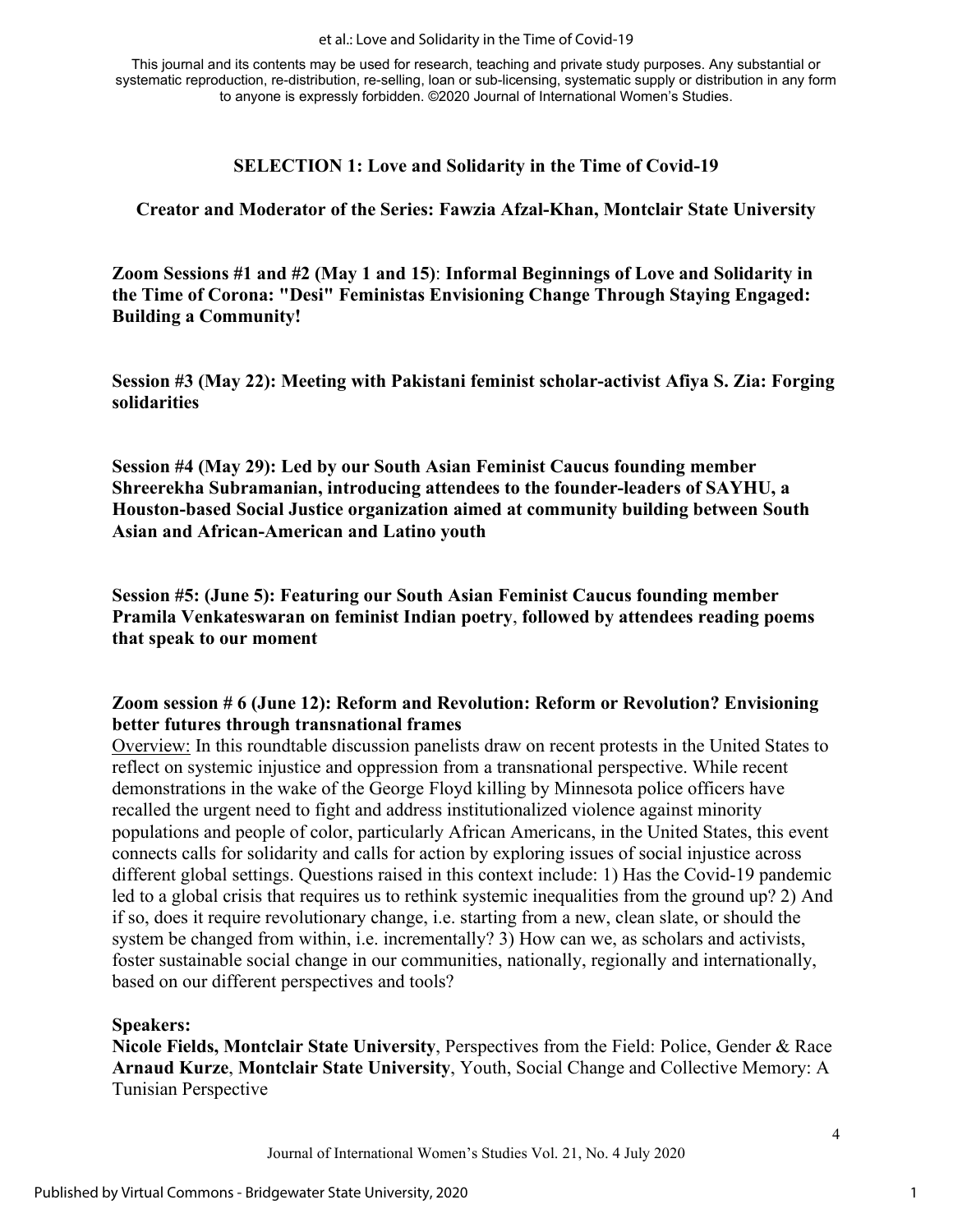This journal and its contents may be used for research, teaching and private study purposes. Any substantial or systematic reproduction, re-distribution, re-selling, loan or sub-licensing, systematic supply or distribution in any form to anyone is expressly forbidden. ©2020 Journal of International Women's Studies.

## SELECTION 1: Love and Solidarity in the Time of Covid-19

### Creator and Moderator of the Series: Fawzia Afzal-Khan, Montclair State University

**Zoom Sessions #1 and #2 (May 1 and 15)**: **Informal Beginnings of Love and Solidarity in the Time of Corona: "Desi" Feministas Envisioning Change Through Staying Engaged: Building a Community!**

**Session #3 (May 22): Meeting with Pakistani feminist scholar-activist Afiya S. Zia: Forging solidarities**

**Session #4 (May 29): Led by our South Asian Feminist Caucus founding member Shreerekha Subramanian, introducing attendees to the founder-leaders of SAYHU, a Houston-based Social Justice organization aimed at community building between South Asian and African-American and Latino youth**

**Session #5: (June 5): Featuring our South Asian Feminist Caucus founding member Pramila Venkateswaran on feminist Indian poetry**, **followed by attendees reading poems that speak to our moment**

**Zoom session # 6 (June 12): Reform and Revolution: Reform or Revolution? Envisioning better futures through transnational frames**

Overview: In this roundtable discussion panelists draw on recent protests in the United States to reflect on systemic injustice and oppression from a transnational perspective. While recent demonstrations in the wake of the George Floyd killing by Minnesota police officers have recalled the urgent need to fight and address institutionalized violence against minority populations and people of color, particularly African Americans, in the United States, this event connects calls for solidarity and calls for action by exploring issues of social injustice across different global settings. Questions raised in this context include: 1) Has the Covid-19 pandemic led to a global crisis that requires us to rethink systemic inequalities from the ground up? 2) And if so, does it require revolutionary change, i.e. starting from a new, clean slate, or should the system be changed from within, i.e. incrementally? 3) How can we, as scholars and activists, foster sustainable social change in our communities, nationally, regionally and internationally, based on our different perspectives and tools?

**Speakers:**

**Nicole Fields, Montclair State University**, Perspectives from the Field: Police, Gender & Race

**Arnaud Kurze**, **Montclair State University**, Youth, Social Change and Collective Memory: A Tunisian Perspective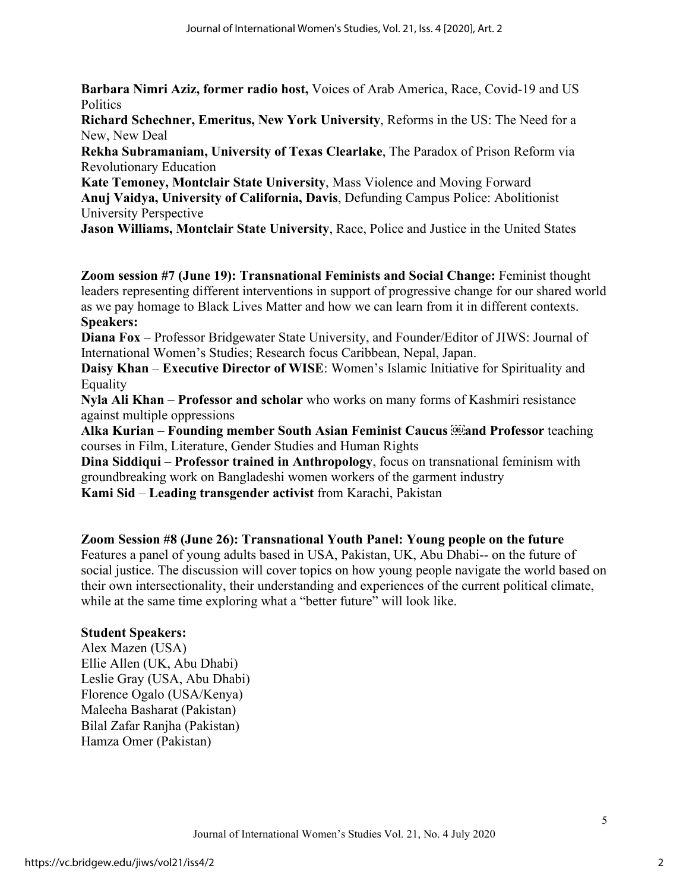**Barbara Nimri Aziz, former radio host,** Voices of Arab America, Race, Covid-19 and US Politics
**Richard Schechner, Emeritus, New York University**, Reforms in the US: The Need for a New, New Deal
**Rekha Subramaniam, University of Texas Clearlake**, The Paradox of Prison Reform via Revolutionary Education
**Kate Temoney, Montclair State University**, Mass Violence and Moving Forward
**Anuj Vaidya, University of California, Davis**, Defunding Campus Police: Abolitionist University Perspective
**Jason Williams, Montclair State University**, Race, Police and Justice in the United States

**Zoom session #7 (June 19): Transnational Feminists and Social Change:** Feminist thought leaders representing different interventions in support of progressive change for our shared world as we pay homage to Black Lives Matter and how we can learn from it in different contexts.
**Speakers:**
**Diana Fox** – Professor Bridgewater State University, and Founder/Editor of JIWS: Journal of International Women's Studies; Research focus Caribbean, Nepal, Japan.
**Daisy Khan** – **Executive Director of WISE**: Women's Islamic Initiative for Spirituality and Equality
**Nyla Ali Khan** – **Professor and scholar** who works on many forms of Kashmiri resistance against multiple oppressions
**Alka Kurian** – **Founding member South Asian Feminist Caucus and Professor** teaching courses in Film, Literature, Gender Studies and Human Rights
**Dina Siddiqui** – **Professor trained in Anthropology**, focus on transnational feminism with groundbreaking work on Bangladeshi women workers of the garment industry
**Kami Sid** – **Leading transgender activist** from Karachi, Pakistan

**Zoom Session #8 (June 26): Transnational Youth Panel: Young people on the future**
Features a panel of young adults based in USA, Pakistan, UK, Abu Dhabi-- on the future of social justice. The discussion will cover topics on how young people navigate the world based on their own intersectionality, their understanding and experiences of the current political climate, while at the same time exploring what a "better future" will look like.

**Student Speakers:**
Alex Mazen (USA)
Ellie Allen (UK, Abu Dhabi)
Leslie Gray (USA, Abu Dhabi)
Florence Ogalo (USA/Kenya)
Maleeha Basharat (Pakistan)
Bilal Zafar Ranjha (Pakistan)
Hamza Omer (Pakistan)